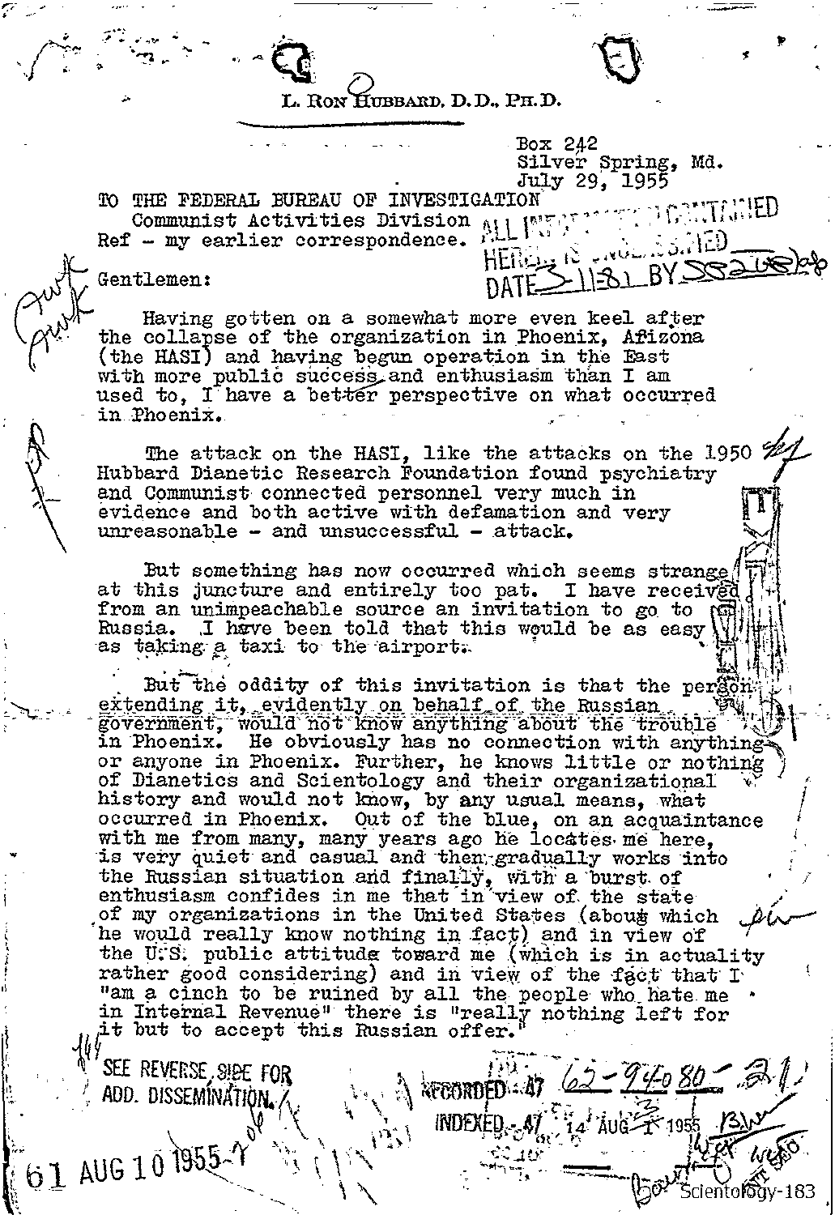L. RON HUBBARD, D.D., PH.D.

Box 242
Silver Spring, Md.
July 29, 1955

TO THE FEDERAL BUREAU OF INVESTIGATION
Communist Activities Division
Ref - my earlier correspondence.

ALL INFORMATION CONTAINED HEREIN IS UNCLASSIFIED DATE 3-11-81 BY

Gentlemen:

Having gotten on a somewhat more even keel after the collapse of the organization in Phoenix, Arizona (the HASI) and having begun operation in the East with more public success and enthusiasm than I am used to, I have a better perspective on what occurred in Phoenix.

The attack on the HASI, like the attacks on the 1950 Hubbard Dianetic Research Foundation found psychiatry and Communist connected personnel very much in evidence and both active with defamation and very unreasonable - and unsuccessful - attack.

But something has now occurred which seems strange at this juncture and entirely too pat. I have received from an unimpeachable source an invitation to go to Russia. I have been told that this would be as easy as taking a taxi to the airport.

But the oddity of this invitation is that the person extending it, evidently on behalf of the Russian government, would not know anything about the trouble in Phoenix. He obviously has no connection with anything or anyone in Phoenix. Further, he knows little or nothing of Dianetics and Scientology and their organizational history and would not know, by any usual means, what occurred in Phoenix. Out of the blue, on an acquaintance with me from many, many years ago he locates me here, is very quiet and casual and then gradually works into the Russian situation and finally, with a burst of enthusiasm confides in me that in view of the state of my organizations in the United States (about which he would really know nothing in fact) and in view of the U.S. public attitude toward me (which is in actuality rather good considering) and in view of the fact that I "am a cinch to be ruined by all the people who hate me in Internal Revenue" there is "really nothing left for it but to accept this Russian offer."

SEE REVERSE SIDE FOR ADD. DISSEMINATION

RECORDED - 47 62-94080-21

INDEXED - 47 14 AUG 1 1955

61 AUG 10 1955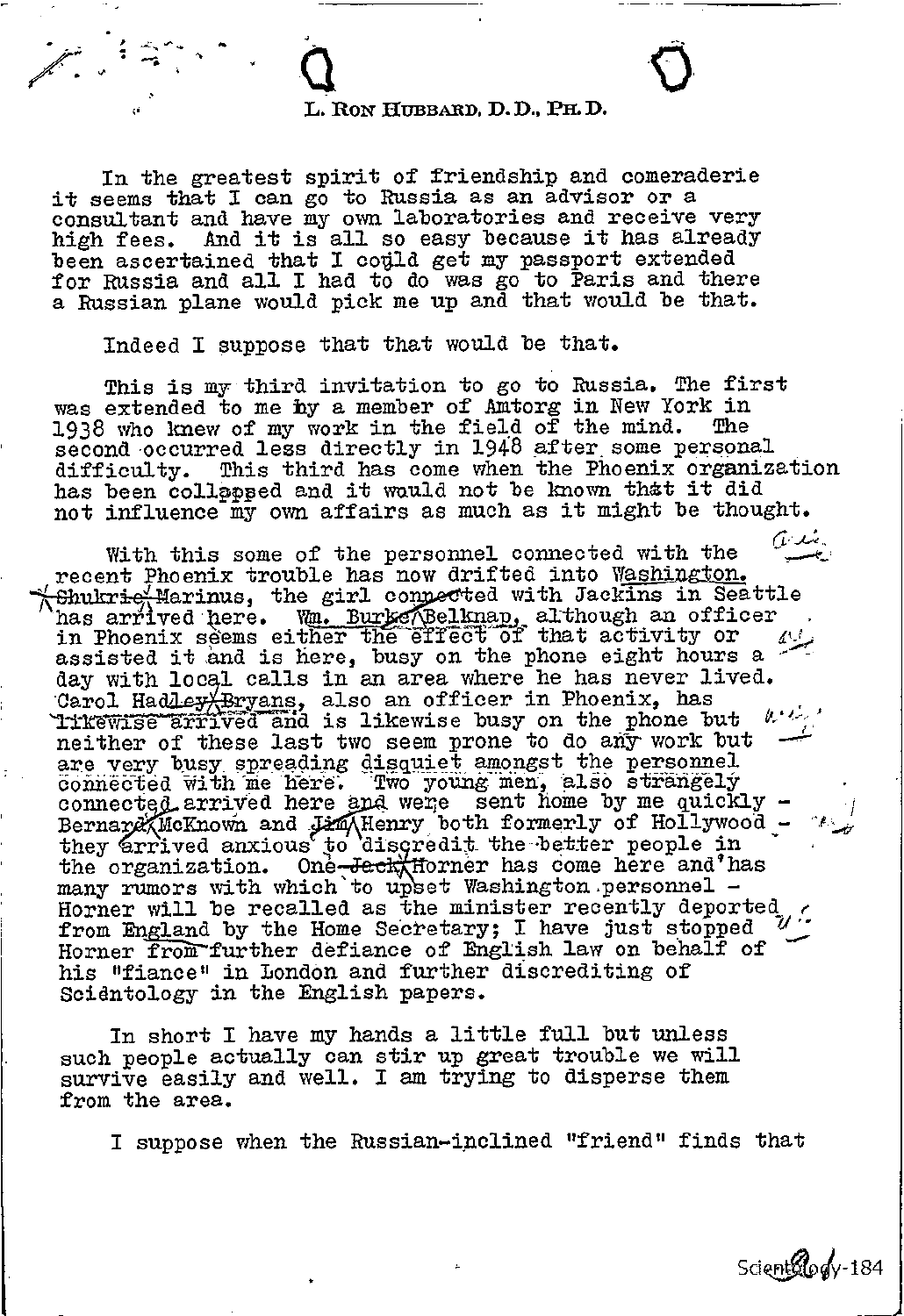L. RON HUBBARD, D.D., PH.D.

In the greatest spirit of friendship and comeraderie it seems that I can go to Russia as an advisor or a consultant and have my own laboratories and receive very high fees. And it is all so easy because it has already been ascertained that I could get my passport extended for Russia and all I had to do was go to Paris and there a Russian plane would pick me up and that would be that.

Indeed I suppose that that would be that.

This is my third invitation to go to Russia. The first was extended to me by a member of Amtorg in New York in 1938 who knew of my work in the field of the mind. The second occurred less directly in 1948 after some personal difficulty. This third has come when the Phoenix organization has been collapped and it would not be known that it did not influence my own affairs as much as it might be thought.

With this some of the personnel connected with the recent Phoenix trouble has now drifted into Washington. Marinus, the girl connected with Jackins in Seattle has arrived here. Wm. Belknap, although an officer in Phoenix seems either the effect of that activity or assisted it and is here, busy on the phone eight hours a day with local calls in an area where he has never lived. Carol Bryans, also an officer in Phoenix, has likewise arrived and is likewise busy on the phone but neither of these last two seem prone to do any work but are very busy spreading disquiet amongst the personnel connected with me here. Two young men, also strangely connected arrived here and were sent home by me quickly - McKnown and Henry both formerly of Hollywood - they arrived anxious to discredit the better people in the organization. One Horner has come here and has many rumors with which to upset Washington personnel - Horner will be recalled as the minister recently deported from England by the Home Secretary; I have just stopped Horner from further defiance of English law on behalf of his "fiance" in London and further discrediting of Scientology in the English papers.

In short I have my hands a little full but unless such people actually can stir up great trouble we will survive easily and well. I am trying to disperse them from the area.

I suppose when the Russian-inclined "friend" finds that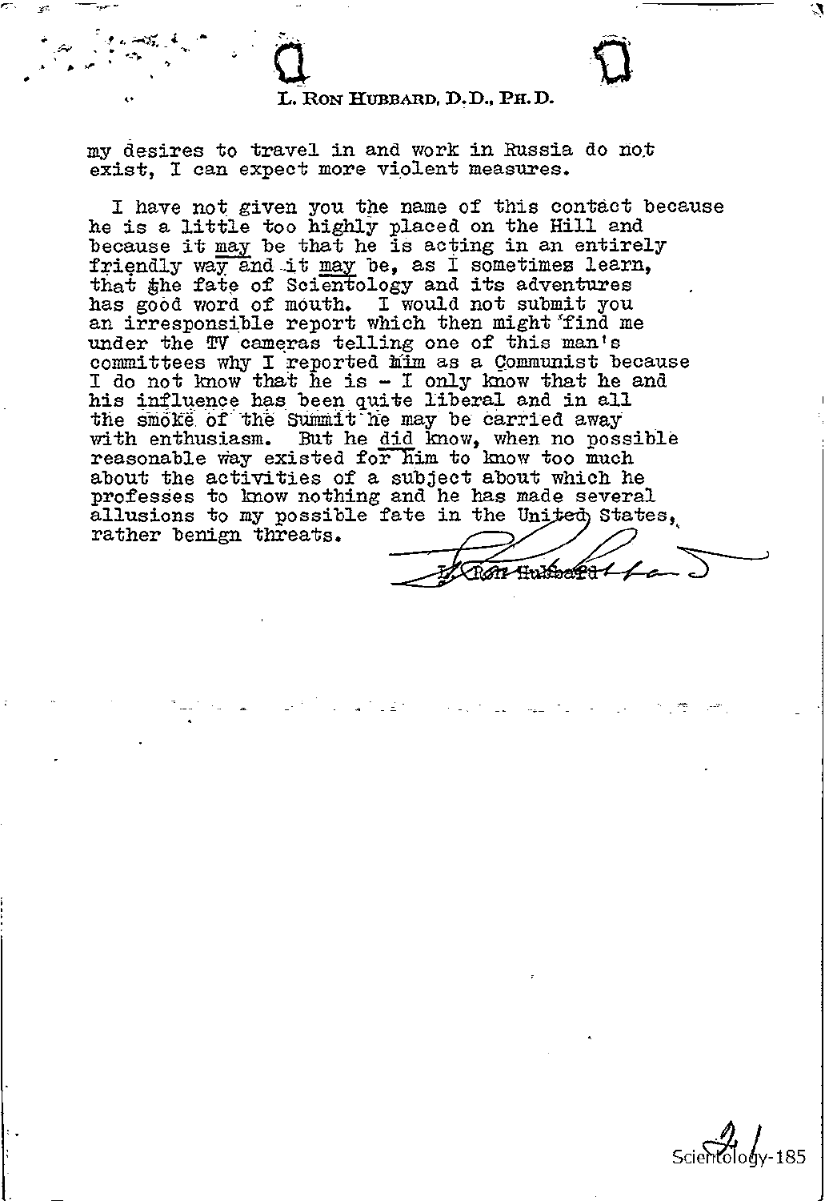L. RON HUBBARD, D.D., PH.D.

my desires to travel in and work in Russia do not exist, I can expect more violent measures.

I have not given you the name of this contact because he is a little too highly placed on the Hill and because it may be that he is acting in an entirely friendly way and it may be, as I sometimes learn, that the fate of Scientology and its adventures has good word of mouth. I would not submit you an irresponsible report which then might find me under the TV cameras telling one of this man's committees why I reported him as a Communist because I do not know that he is - I only know that he and his influence has been quite liberal and in all the smoke of the Summit he may be carried away with enthusiasm. But he did know, when no possible reasonable way existed for him to know too much about the activities of a subject about which he professes to know nothing and he has made several allusions to my possible fate in the United States, rather benign threats.

L. Ron Hubbard

Scientology-185